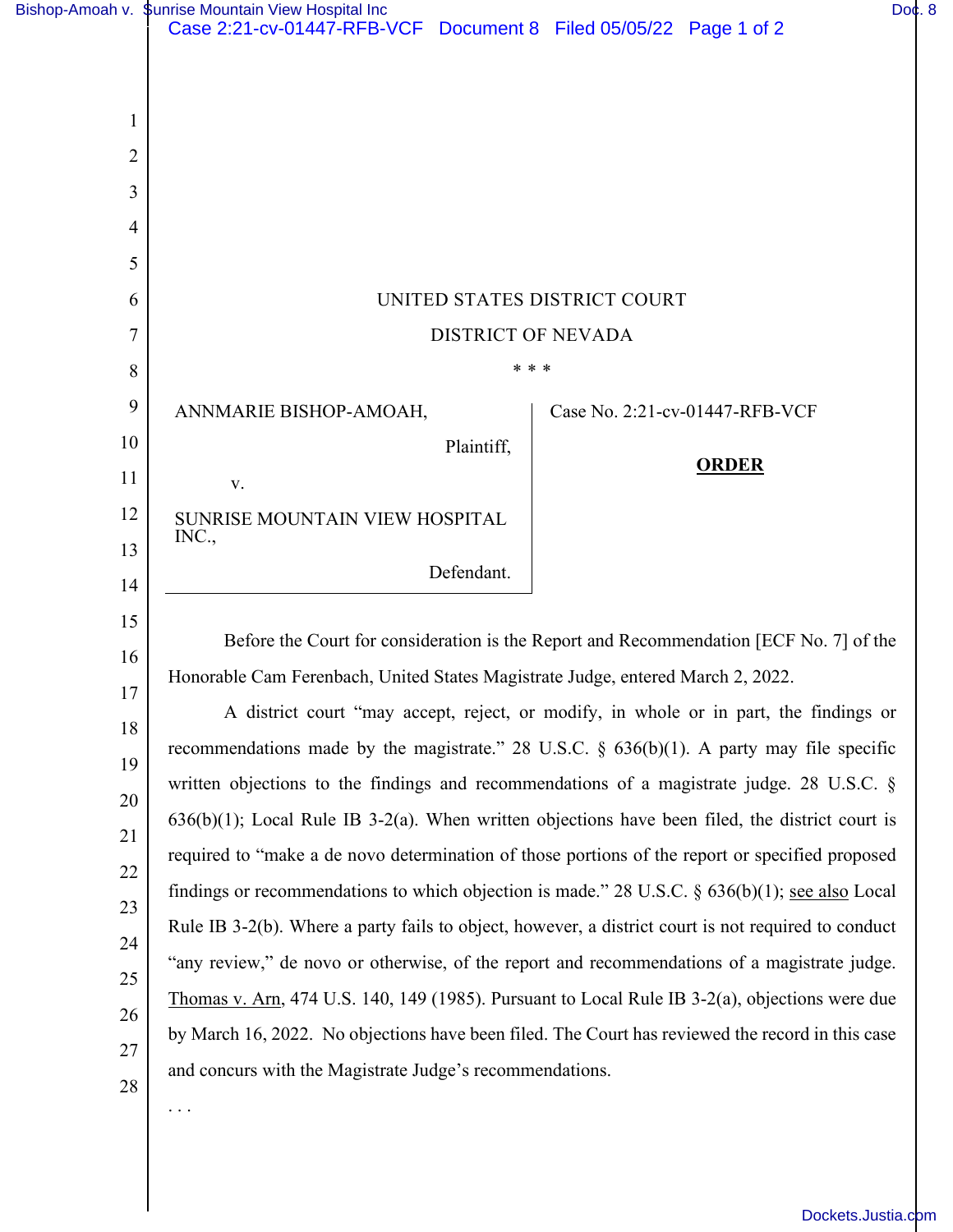UNITED STATES DISTRICT COURT

DISTRICT OF NEVADA

\* \* \*

| | |
|---|---|
| ANNMARIE BISHOP-AMOAH, Plaintiff, v. SUNRISE MOUNTAIN VIEW HOSPITAL INC., Defendant. | Case No. 2:21-cv-01447-RFB-VCF **ORDER** |

Before the Court for consideration is the Report and Recommendation [ECF No. 7] of the Honorable Cam Ferenbach, United States Magistrate Judge, entered March 2, 2022.

A district court "may accept, reject, or modify, in whole or in part, the findings or recommendations made by the magistrate." 28 U.S.C. § 636(b)(1). A party may file specific written objections to the findings and recommendations of a magistrate judge. 28 U.S.C. § 636(b)(1); Local Rule IB 3-2(a). When written objections have been filed, the district court is required to "make a de novo determination of those portions of the report or specified proposed findings or recommendations to which objection is made." 28 U.S.C. § 636(b)(1); see also Local Rule IB 3-2(b). Where a party fails to object, however, a district court is not required to conduct "any review," de novo or otherwise, of the report and recommendations of a magistrate judge. Thomas v. Arn, 474 U.S. 140, 149 (1985). Pursuant to Local Rule IB 3-2(a), objections were due by March 16, 2022. No objections have been filed. The Court has reviewed the record in this case and concurs with the Magistrate Judge's recommendations.

. . .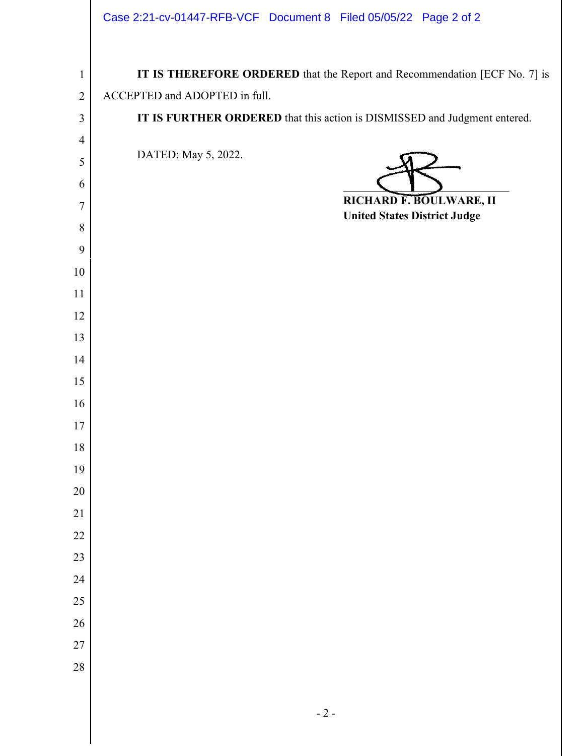**IT IS THEREFORE ORDERED** that the Report and Recommendation [ECF No. 7] is ACCEPTED and ADOPTED in full.

**IT IS FURTHER ORDERED** that this action is DISMISSED and Judgment entered.

DATED: May 5, 2022.

**RICHARD F. BOULWARE, II**
**United States District Judge**